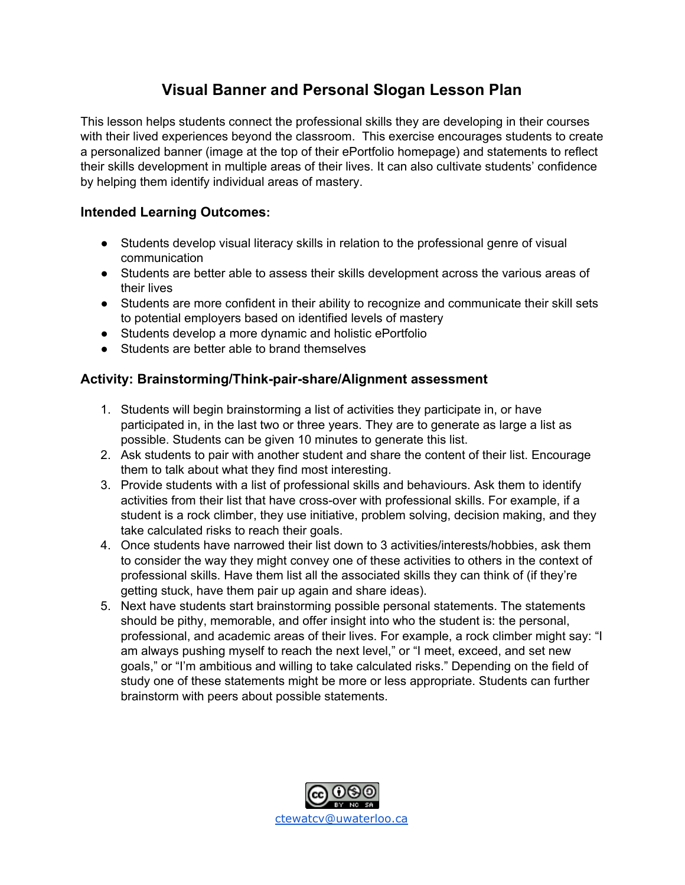# Visual Banner and Personal Slogan Lesson Plan

This lesson helps students connect the professional skills they are developing in their courses with their lived experiences beyond the classroom. This exercise encourages students to create a personalized banner (image at the top of their ePortfolio homepage) and statements to reflect their skills development in multiple areas of their lives. It can also cultivate students' confidence by helping them identify individual areas of mastery.

### Intended Learning Outcomes:

- Students develop visual literacy skills in relation to the professional genre of visual communication
- Students are better able to assess their skills development across the various areas of their lives
- Students are more confident in their ability to recognize and communicate their skill sets to potential employers based on identified levels of mastery
- Students develop a more dynamic and holistic ePortfolio
- Students are better able to brand themselves

### Activity: Brainstorming/Think-pair-share/Alignment assessment

1. Students will begin brainstorming a list of activities they participate in, or have participated in, in the last two or three years. They are to generate as large a list as possible. Students can be given 10 minutes to generate this list.
2. Ask students to pair with another student and share the content of their list. Encourage them to talk about what they find most interesting.
3. Provide students with a list of professional skills and behaviours. Ask them to identify activities from their list that have cross-over with professional skills. For example, if a student is a rock climber, they use initiative, problem solving, decision making, and they take calculated risks to reach their goals.
4. Once students have narrowed their list down to 3 activities/interests/hobbies, ask them to consider the way they might convey one of these activities to others in the context of professional skills. Have them list all the associated skills they can think of (if they're getting stuck, have them pair up again and share ideas).
5. Next have students start brainstorming possible personal statements. The statements should be pithy, memorable, and offer insight into who the student is: the personal, professional, and academic areas of their lives. For example, a rock climber might say: "I am always pushing myself to reach the next level," or "I meet, exceed, and set new goals," or "I'm ambitious and willing to take calculated risks." Depending on the field of study one of these statements might be more or less appropriate. Students can further brainstorm with peers about possible statements.

ctewatcv@uwaterloo.ca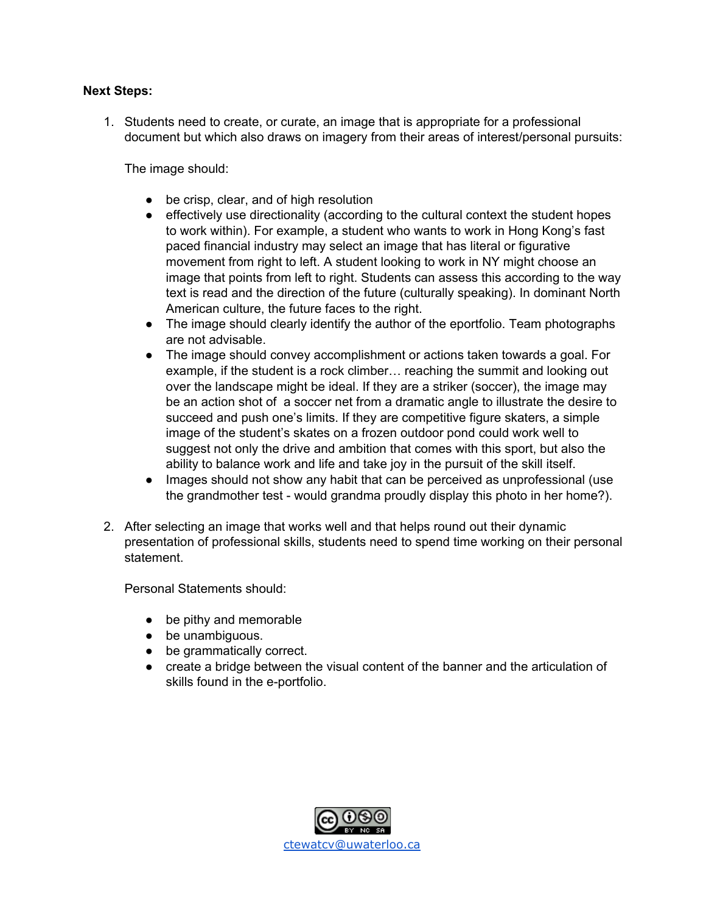**Next Steps:**

1. Students need to create, or curate, an image that is appropriate for a professional document but which also draws on imagery from their areas of interest/personal pursuits:

   The image should:

   - be crisp, clear, and of high resolution
   - effectively use directionality (according to the cultural context the student hopes to work within). For example, a student who wants to work in Hong Kong's fast paced financial industry may select an image that has literal or figurative movement from right to left. A student looking to work in NY might choose an image that points from left to right. Students can assess this according to the way text is read and the direction of the future (culturally speaking). In dominant North American culture, the future faces to the right.
   - The image should clearly identify the author of the eportfolio. Team photographs are not advisable.
   - The image should convey accomplishment or actions taken towards a goal. For example, if the student is a rock climber… reaching the summit and looking out over the landscape might be ideal. If they are a striker (soccer), the image may be an action shot of  a soccer net from a dramatic angle to illustrate the desire to succeed and push one's limits. If they are competitive figure skaters, a simple image of the student's skates on a frozen outdoor pond could work well to suggest not only the drive and ambition that comes with this sport, but also the ability to balance work and life and take joy in the pursuit of the skill itself.
   - Images should not show any habit that can be perceived as unprofessional (use the grandmother test - would grandma proudly display this photo in her home?).

2. After selecting an image that works well and that helps round out their dynamic presentation of professional skills, students need to spend time working on their personal statement.

   Personal Statements should:

   - be pithy and memorable
   - be unambiguous.
   - be grammatically correct.
   - create a bridge between the visual content of the banner and the articulation of skills found in the e-portfolio.

ctewatcv@uwaterloo.ca